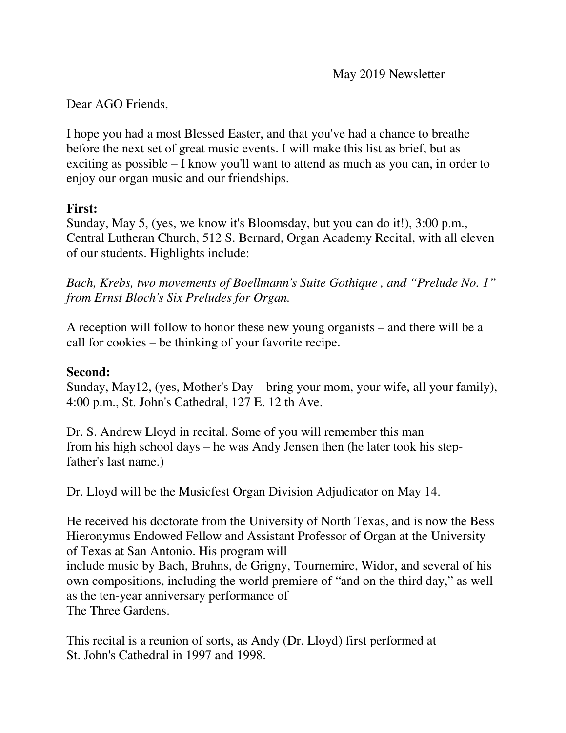May 2019 Newsletter

Dear AGO Friends,

I hope you had a most Blessed Easter, and that you've had a chance to breathe before the next set of great music events. I will make this list as brief, but as exciting as possible – I know you'll want to attend as much as you can, in order to enjoy our organ music and our friendships.

**First:**
Sunday, May 5, (yes, we know it's Bloomsday, but you can do it!), 3:00 p.m., Central Lutheran Church, 512 S. Bernard, Organ Academy Recital, with all eleven of our students. Highlights include:

*Bach, Krebs, two movements of Boellmann's Suite Gothique , and "Prelude No. 1" from Ernst Bloch's Six Preludes for Organ.*

A reception will follow to honor these new young organists – and there will be a call for cookies – be thinking of your favorite recipe.

**Second:**
Sunday, May12, (yes, Mother's Day – bring your mom, your wife, all your family), 4:00 p.m., St. John's Cathedral, 127 E. 12 th Ave.

Dr. S. Andrew Lloyd in recital. Some of you will remember this man from his high school days – he was Andy Jensen then (he later took his step-father's last name.)

Dr. Lloyd will be the Musicfest Organ Division Adjudicator on May 14.

He received his doctorate from the University of North Texas, and is now the Bess Hieronymus Endowed Fellow and Assistant Professor of Organ at the University of Texas at San Antonio. His program will include music by Bach, Bruhns, de Grigny, Tournemire, Widor, and several of his own compositions, including the world premiere of "and on the third day," as well as the ten-year anniversary performance of The Three Gardens.

This recital is a reunion of sorts, as Andy (Dr. Lloyd) first performed at St. John's Cathedral in 1997 and 1998.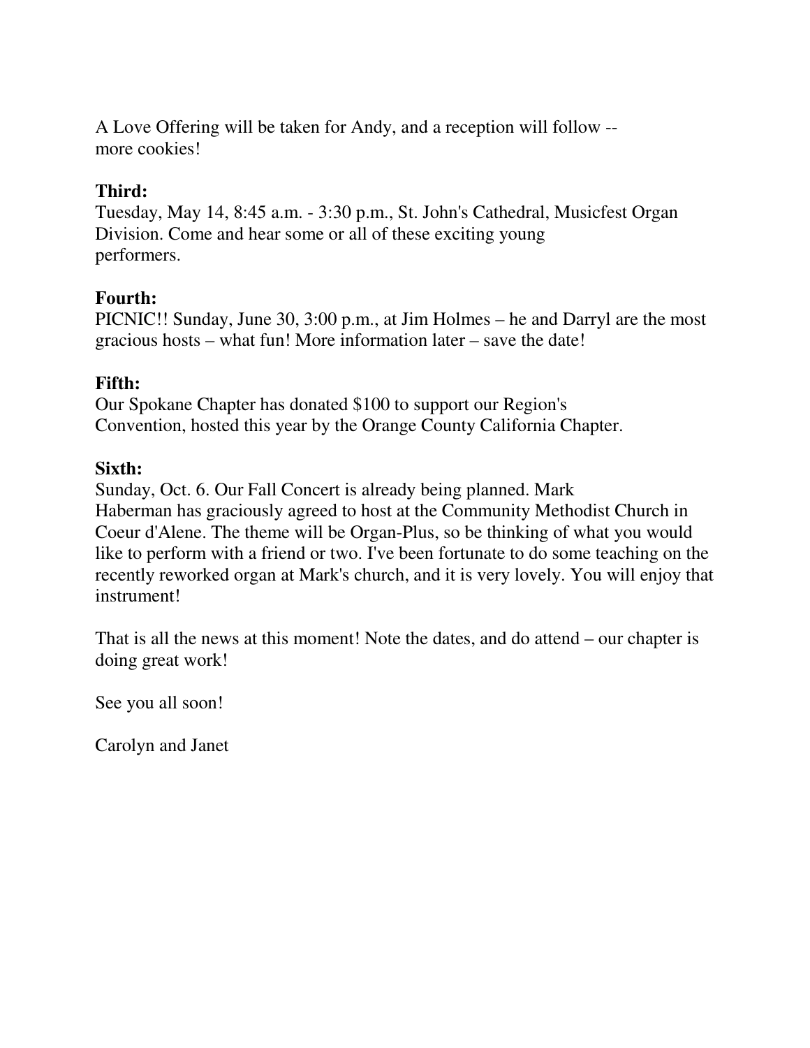A Love Offering will be taken for Andy, and a reception will follow -- more cookies!

**Third:**
Tuesday, May 14, 8:45 a.m. - 3:30 p.m., St. John's Cathedral, Musicfest Organ Division. Come and hear some or all of these exciting young performers.

**Fourth:**
PICNIC!! Sunday, June 30, 3:00 p.m., at Jim Holmes – he and Darryl are the most gracious hosts – what fun! More information later – save the date!

**Fifth:**
Our Spokane Chapter has donated $100 to support our Region's Convention, hosted this year by the Orange County California Chapter.

**Sixth:**
Sunday, Oct. 6. Our Fall Concert is already being planned. Mark Haberman has graciously agreed to host at the Community Methodist Church in Coeur d'Alene. The theme will be Organ-Plus, so be thinking of what you would like to perform with a friend or two. I've been fortunate to do some teaching on the recently reworked organ at Mark's church, and it is very lovely. You will enjoy that instrument!

That is all the news at this moment! Note the dates, and do attend – our chapter is doing great work!

See you all soon!

Carolyn and Janet